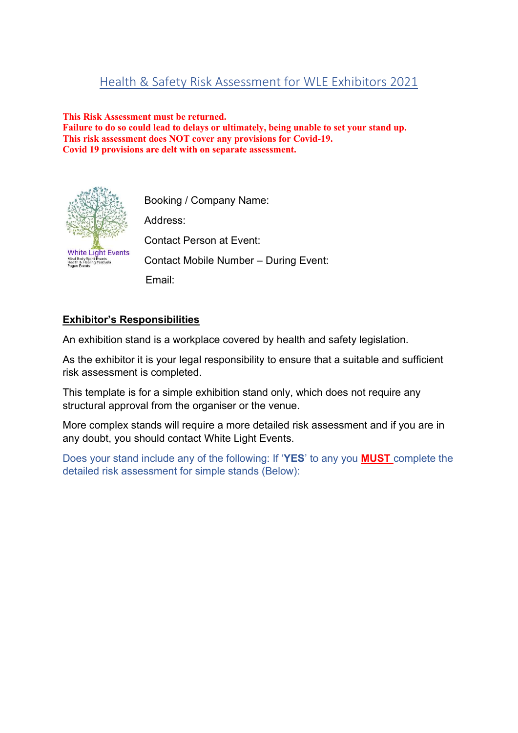# Health & Safety Risk Assessment for WLE Exhibitors 2021

**This Risk Assessment must be returned.**
**Failure to do so could lead to delays or ultimately, being unable to set your stand up.**
**This risk assessment does NOT cover any provisions for Covid-19.**
**Covid 19 provisions are delt with on separate assessment.**

Booking / Company Name:

Address:

Contact Person at Event:

Contact Mobile Number – During Event:

Email:

## Exhibitor's Responsibilities

An exhibition stand is a workplace covered by health and safety legislation.

As the exhibitor it is your legal responsibility to ensure that a suitable and sufficient risk assessment is completed.

This template is for a simple exhibition stand only, which does not require any structural approval from the organiser or the venue.

More complex stands will require a more detailed risk assessment and if you are in any doubt, you should contact White Light Events.

Does your stand include any of the following: If '**YES**' to any you **MUST** complete the detailed risk assessment for simple stands (Below):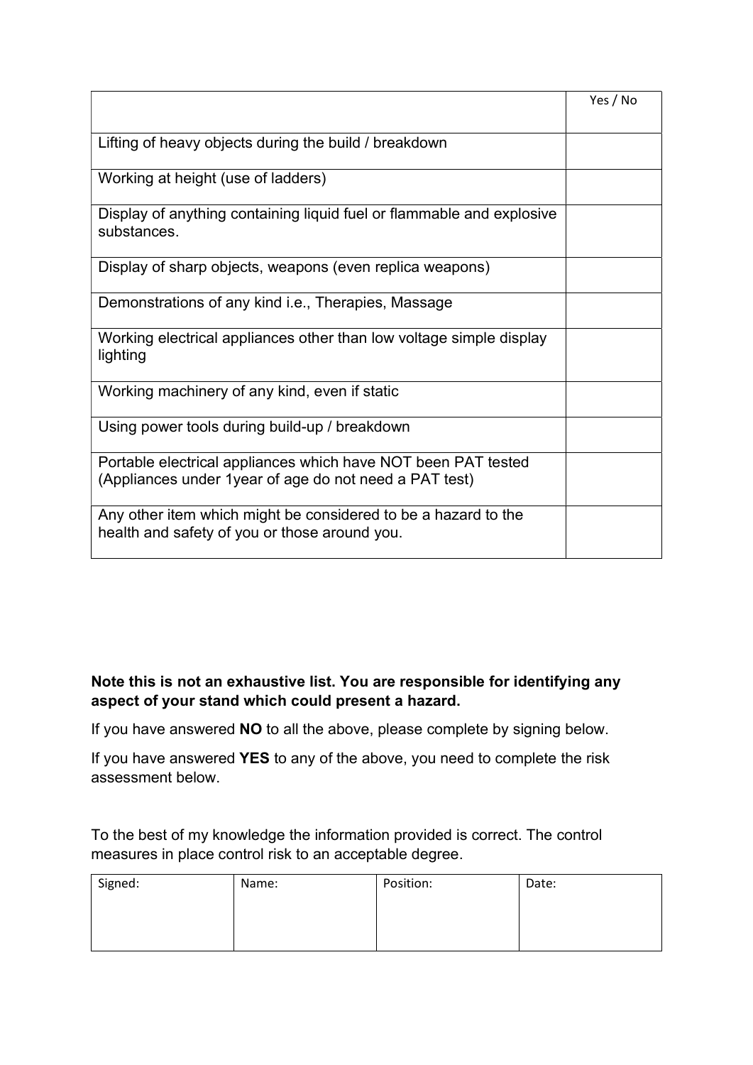| | Yes / No |
|---|---|
| Lifting of heavy objects during the build / breakdown | |
| Working at height (use of ladders) | |
| Display of anything containing liquid fuel or flammable and explosive substances. | |
| Display of sharp objects, weapons (even replica weapons) | |
| Demonstrations of any kind i.e., Therapies, Massage | |
| Working electrical appliances other than low voltage simple display lighting | |
| Working machinery of any kind, even if static | |
| Using power tools during build-up / breakdown | |
| Portable electrical appliances which have NOT been PAT tested (Appliances under 1year of age do not need a PAT test) | |
| Any other item which might be considered to be a hazard to the health and safety of you or those around you. | |

**Note this is not an exhaustive list. You are responsible for identifying any aspect of your stand which could present a hazard.**

If you have answered **NO** to all the above, please complete by signing below.

If you have answered **YES** to any of the above, you need to complete the risk assessment below.

To the best of my knowledge the information provided is correct. The control measures in place control risk to an acceptable degree.

| Signed: | Name: | Position: | Date: |
|---|---|---|---|
| | | | |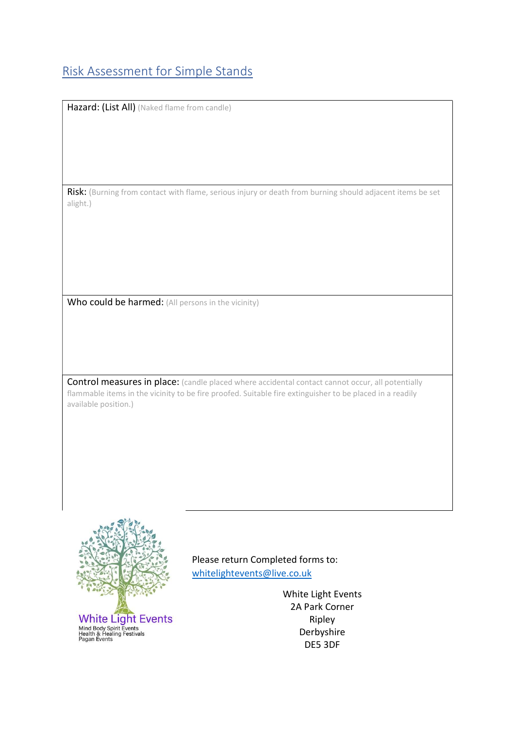## Risk Assessment for Simple Stands

**Hazard: (List All)** (Naked flame from candle)

**Risk:** (Burning from contact with flame, serious injury or death from burning should adjacent items be set alight.)

**Who could be harmed:** (All persons in the vicinity)

**Control measures in place:** (candle placed where accidental contact cannot occur, all potentially flammable items in the vicinity to be fire proofed. Suitable fire extinguisher to be placed in a readily available position.)

White Light Events
Mind Body Spirit Events
Health & Healing Festivals
Pagan Events

Please return Completed forms to:
[whitelightevents@live.co.uk](mailto:whitelightevents@live.co.uk)

White Light Events
2A Park Corner
Ripley
Derbyshire
DE5 3DF